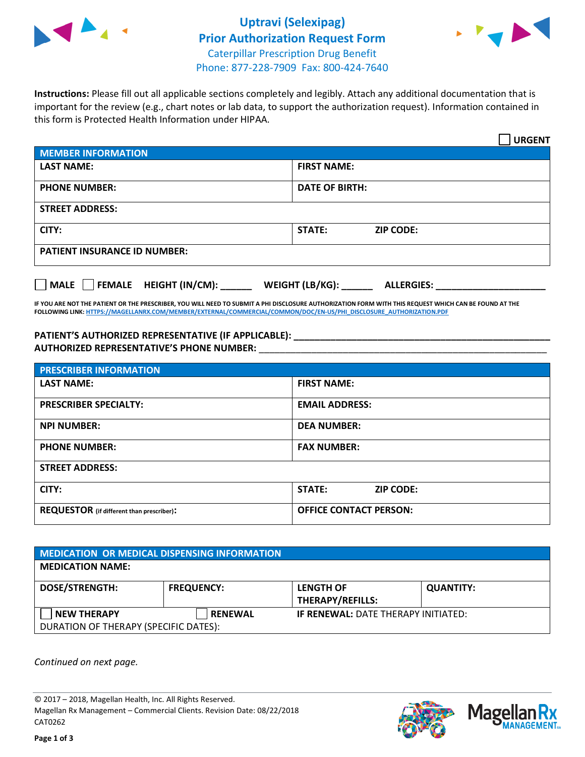# Uptravi (Selexipag)
## Prior Authorization Request Form
Caterpillar Prescription Drug Benefit
Phone: 877-228-7909 Fax: 800-424-7640

**Instructions:** Please fill out all applicable sections completely and legibly. Attach any additional documentation that is important for the review (e.g., chart notes or lab data, to support the authorization request). Information contained in this form is Protected Health Information under HIPAA.

☐ **URGENT**

| **MEMBER INFORMATION** | |
|---|---|
| **LAST NAME:** | **FIRST NAME:** |
| **PHONE NUMBER:** | **DATE OF BIRTH:** |
| **STREET ADDRESS:** | |
| **CITY:** | **STATE:** **ZIP CODE:** |
| **PATIENT INSURANCE ID NUMBER:** | |

☐ **MALE** ☐ **FEMALE** **HEIGHT (IN/CM):** ______ **WEIGHT (LB/KG):** ______ **ALLERGIES:** ____________________

**IF YOU ARE NOT THE PATIENT OR THE PRESCRIBER, YOU WILL NEED TO SUBMIT A PHI DISCLOSURE AUTHORIZATION FORM WITH THIS REQUEST WHICH CAN BE FOUND AT THE FOLLOWING LINK: HTTPS://MAGELLANRX.COM/MEMBER/EXTERNAL/COMMERCIAL/COMMON/DOC/EN-US/PHI_DISCLOSURE_AUTHORIZATION.PDF**

**PATIENT'S AUTHORIZED REPRESENTATIVE (IF APPLICABLE):** ____________________________________________
**AUTHORIZED REPRESENTATIVE'S PHONE NUMBER:** ____________________________________________

| **PRESCRIBER INFORMATION** | |
|---|---|
| **LAST NAME:** | **FIRST NAME:** |
| **PRESCRIBER SPECIALTY:** | **EMAIL ADDRESS:** |
| **NPI NUMBER:** | **DEA NUMBER:** |
| **PHONE NUMBER:** | **FAX NUMBER:** |
| **STREET ADDRESS:** | |
| **CITY:** | **STATE:** **ZIP CODE:** |
| **REQUESTOR** (if different than prescriber)**:** | **OFFICE CONTACT PERSON:** |

| **MEDICATION OR MEDICAL DISPENSING INFORMATION** | | | |
|---|---|---|---|
| **MEDICATION NAME:** | | | |
| **DOSE/STRENGTH:** | **FREQUENCY:** | **LENGTH OF THERAPY/REFILLS:** | **QUANTITY:** |
| ☐ **NEW THERAPY** | ☐ **RENEWAL** | **IF RENEWAL:** DATE THERAPY INITIATED: | |
| DURATION OF THERAPY (SPECIFIC DATES): | | | |

*Continued on next page.*

© 2017 – 2018, Magellan Health, Inc. All Rights Reserved.
Magellan Rx Management – Commercial Clients. Revision Date: 08/22/2018
CAT0262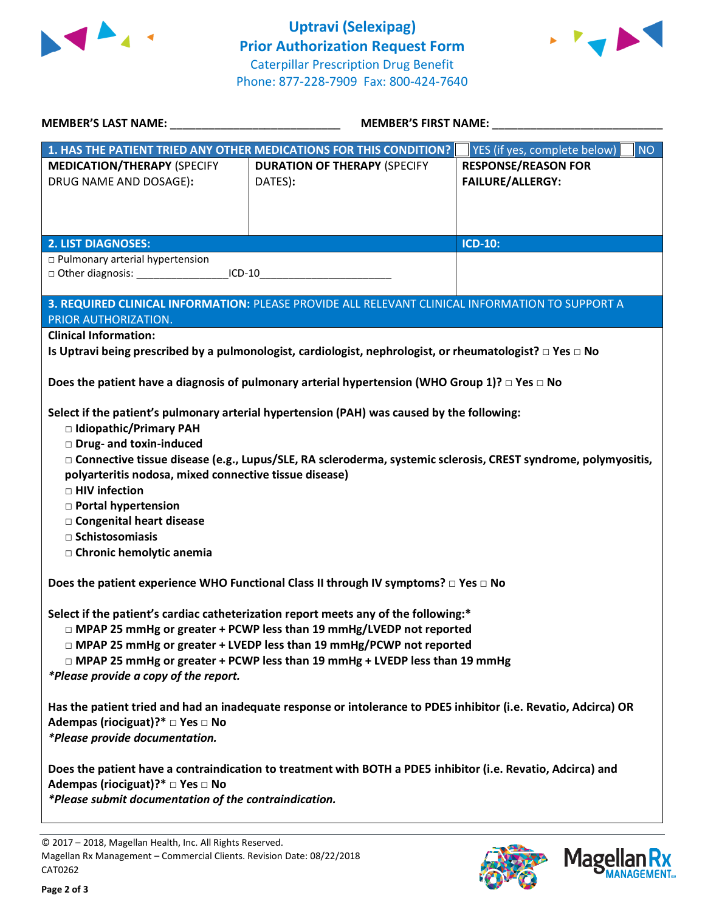# Uptravi (Selexipag)
## Prior Authorization Request Form

Caterpillar Prescription Drug Benefit
Phone: 877-228-7909 Fax: 800-424-7640

**MEMBER'S LAST NAME:** ___________________________ **MEMBER'S FIRST NAME:** ___________________________

| **1. HAS THE PATIENT TRIED ANY OTHER MEDICATIONS FOR THIS CONDITION?** | | ☐ YES (if yes, complete below) ☐ NO |
|---|---|---|
| **MEDICATION/THERAPY** (SPECIFY DRUG NAME AND DOSAGE): | **DURATION OF THERAPY** (SPECIFY DATES): | **RESPONSE/REASON FOR FAILURE/ALLERGY:** |
| | | |

| **2. LIST DIAGNOSES:** | **ICD-10:** |
|---|---|
| □ Pulmonary arterial hypertension<br>□ Other diagnosis: ________________ICD-10______________________ | |

**3. REQUIRED CLINICAL INFORMATION:** PLEASE PROVIDE ALL RELEVANT CLINICAL INFORMATION TO SUPPORT A PRIOR AUTHORIZATION.

**Clinical Information:**

**Is Uptravi being prescribed by a pulmonologist, cardiologist, nephrologist, or rheumatologist?** □ **Yes** □ **No**

**Does the patient have a diagnosis of pulmonary arterial hypertension (WHO Group 1)?** □ **Yes** □ **No**

**Select if the patient's pulmonary arterial hypertension (PAH) was caused by the following:**

- □ **Idiopathic/Primary PAH**
- □ **Drug- and toxin-induced**
- □ **Connective tissue disease (e.g., Lupus/SLE, RA scleroderma, systemic sclerosis, CREST syndrome, polymyositis, polyarteritis nodosa, mixed connective tissue disease)**
- □ **HIV infection**
- □ **Portal hypertension**
- □ **Congenital heart disease**
- □ **Schistosomiasis**
- □ **Chronic hemolytic anemia**

**Does the patient experience WHO Functional Class II through IV symptoms?** □ **Yes** □ **No**

**Select if the patient's cardiac catheterization report meets any of the following:***

- □ **MPAP 25 mmHg or greater + PCWP less than 19 mmHg/LVEDP not reported**
- □ **MPAP 25 mmHg or greater + LVEDP less than 19 mmHg/PCWP not reported**
- □ **MPAP 25 mmHg or greater + PCWP less than 19 mmHg + LVEDP less than 19 mmHg**

***Please provide a copy of the report.***

**Has the patient tried and had an inadequate response or intolerance to PDE5 inhibitor (i.e. Revatio, Adcirca) OR Adempas (riociguat)?*** □ **Yes** □ **No**

***Please provide documentation.***

**Does the patient have a contraindication to treatment with BOTH a PDE5 inhibitor (i.e. Revatio, Adcirca) and Adempas (riociguat)?*** □ **Yes** □ **No**

***Please submit documentation of the contraindication.***

© 2017 – 2018, Magellan Health, Inc. All Rights Reserved.
Magellan Rx Management – Commercial Clients. Revision Date: 08/22/2018
CAT0262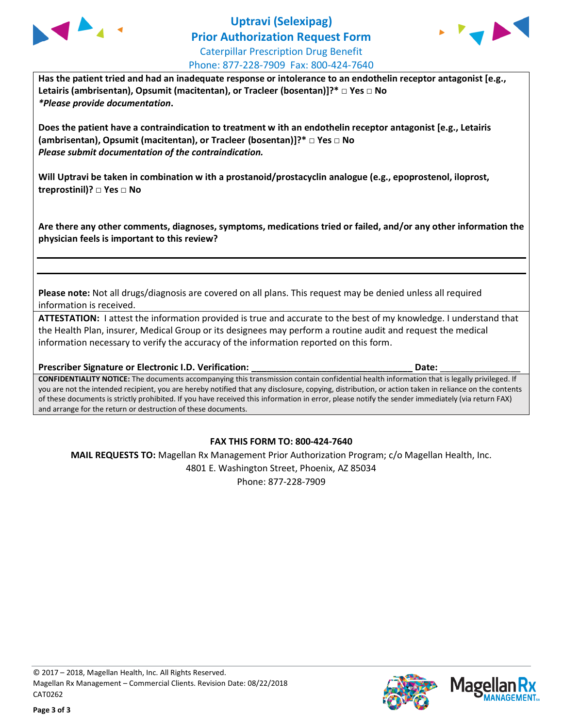**Has the patient tried and had an inadequate response or intolerance to an endothelin receptor antagonist [e.g., Letairis (ambrisentan), Opsumit (macitentan), or Tracleer (bosentan)]?* □ Yes □ No**
***Please provide documentation*.**

**Does the patient have a contraindication to treatment with an endothelin receptor antagonist [e.g., Letairis (ambrisentan), Opsumit (macitentan), or Tracleer (bosentan)]?* □ Yes □ No**
***Please submit documentation of the contraindication.***

**Will Uptravi be taken in combination with a prostanoid/prostacyclin analogue (e.g., epoprostenol, iloprost, treprostinil)? □ Yes □ No**

**Are there any other comments, diagnoses, symptoms, medications tried or failed, and/or any other information the physician feels is important to this review?**

---

---

**Please note:** Not all drugs/diagnosis are covered on all plans. This request may be denied unless all required information is received.

**ATTESTATION:** I attest the information provided is true and accurate to the best of my knowledge. I understand that the Health Plan, insurer, Medical Group or its designees may perform a routine audit and request the medical information necessary to verify the accuracy of the information reported on this form.

**Prescriber Signature or Electronic I.D. Verification: ______________________________ Date: _______________**

**CONFIDENTIALITY NOTICE:** The documents accompanying this transmission contain confidential health information that is legally privileged. If you are not the intended recipient, you are hereby notified that any disclosure, copying, distribution, or action taken in reliance on the contents of these documents is strictly prohibited. If you have received this information in error, please notify the sender immediately (via return FAX) and arrange for the return or destruction of these documents.

**FAX THIS FORM TO: 800-424-7640**

**MAIL REQUESTS TO:** Magellan Rx Management Prior Authorization Program; c/o Magellan Health, Inc.
4801 E. Washington Street, Phoenix, AZ 85034
Phone: 877-228-7909

© 2017 – 2018, Magellan Health, Inc. All Rights Reserved.
Magellan Rx Management – Commercial Clients. Revision Date: 08/22/2018
CAT0262